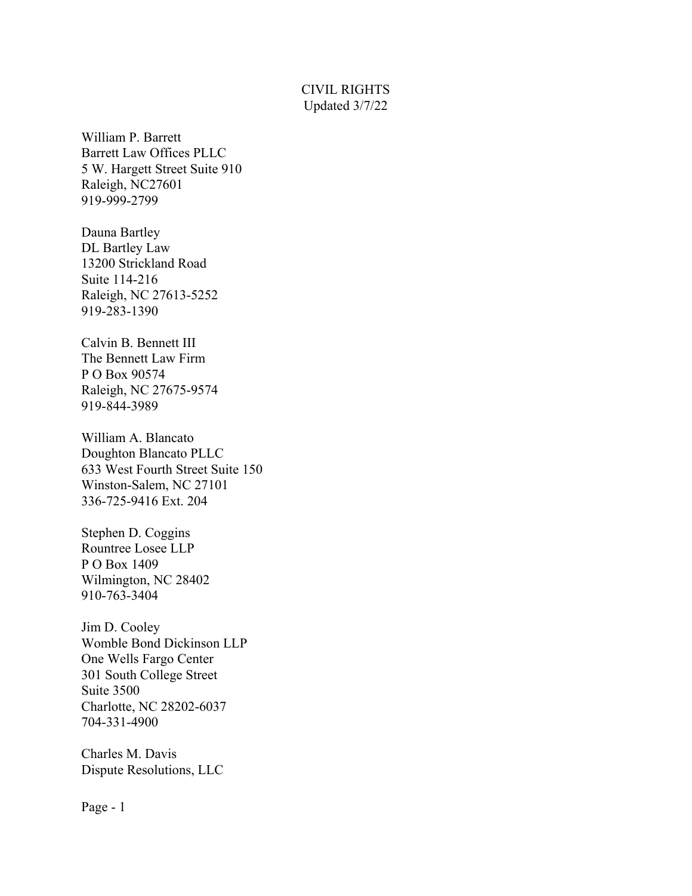# CIVIL RIGHTS

Updated 3/7/22

William P. Barrett
Barrett Law Offices PLLC
5 W. Hargett Street Suite 910
Raleigh, NC27601
919-999-2799

Dauna Bartley
DL Bartley Law
13200 Strickland Road
Suite 114-216
Raleigh, NC 27613-5252
919-283-1390

Calvin B. Bennett III
The Bennett Law Firm
P O Box 90574
Raleigh, NC 27675-9574
919-844-3989

William A. Blancato
Doughton Blancato PLLC
633 West Fourth Street Suite 150
Winston-Salem, NC 27101
336-725-9416 Ext. 204

Stephen D. Coggins
Rountree Losee LLP
P O Box 1409
Wilmington, NC 28402
910-763-3404

Jim D. Cooley
Womble Bond Dickinson LLP
One Wells Fargo Center
301 South College Street
Suite 3500
Charlotte, NC 28202-6037
704-331-4900

Charles M. Davis
Dispute Resolutions, LLC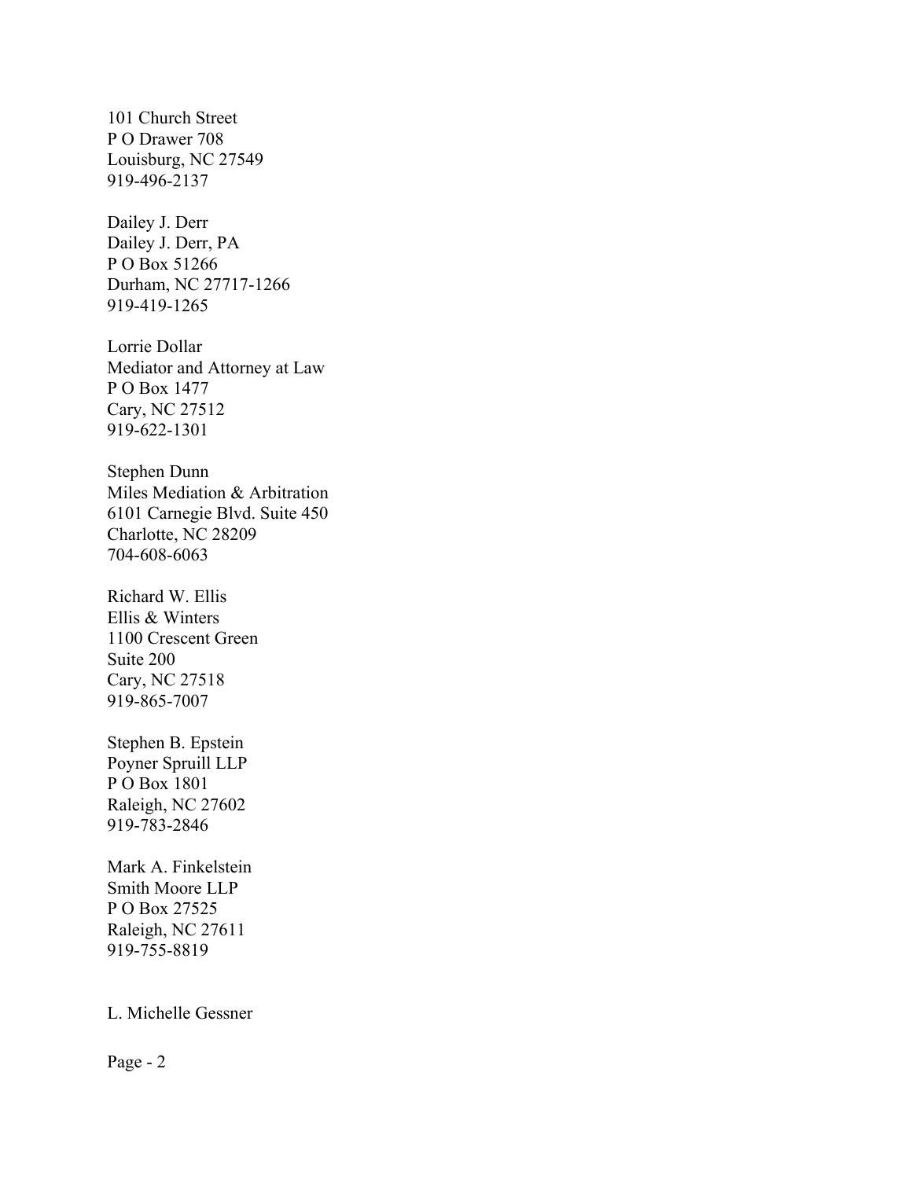101 Church Street
P O Drawer 708
Louisburg, NC 27549
919-496-2137

Dailey J. Derr
Dailey J. Derr, PA
P O Box 51266
Durham, NC 27717-1266
919-419-1265

Lorrie Dollar
Mediator and Attorney at Law
P O Box 1477
Cary, NC 27512
919-622-1301

Stephen Dunn
Miles Mediation & Arbitration
6101 Carnegie Blvd. Suite 450
Charlotte, NC 28209
704-608-6063

Richard W. Ellis
Ellis & Winters
1100 Crescent Green
Suite 200
Cary, NC 27518
919-865-7007

Stephen B. Epstein
Poyner Spruill LLP
P O Box 1801
Raleigh, NC 27602
919-783-2846

Mark A. Finkelstein
Smith Moore LLP
P O Box 27525
Raleigh, NC 27611
919-755-8819

L. Michelle Gessner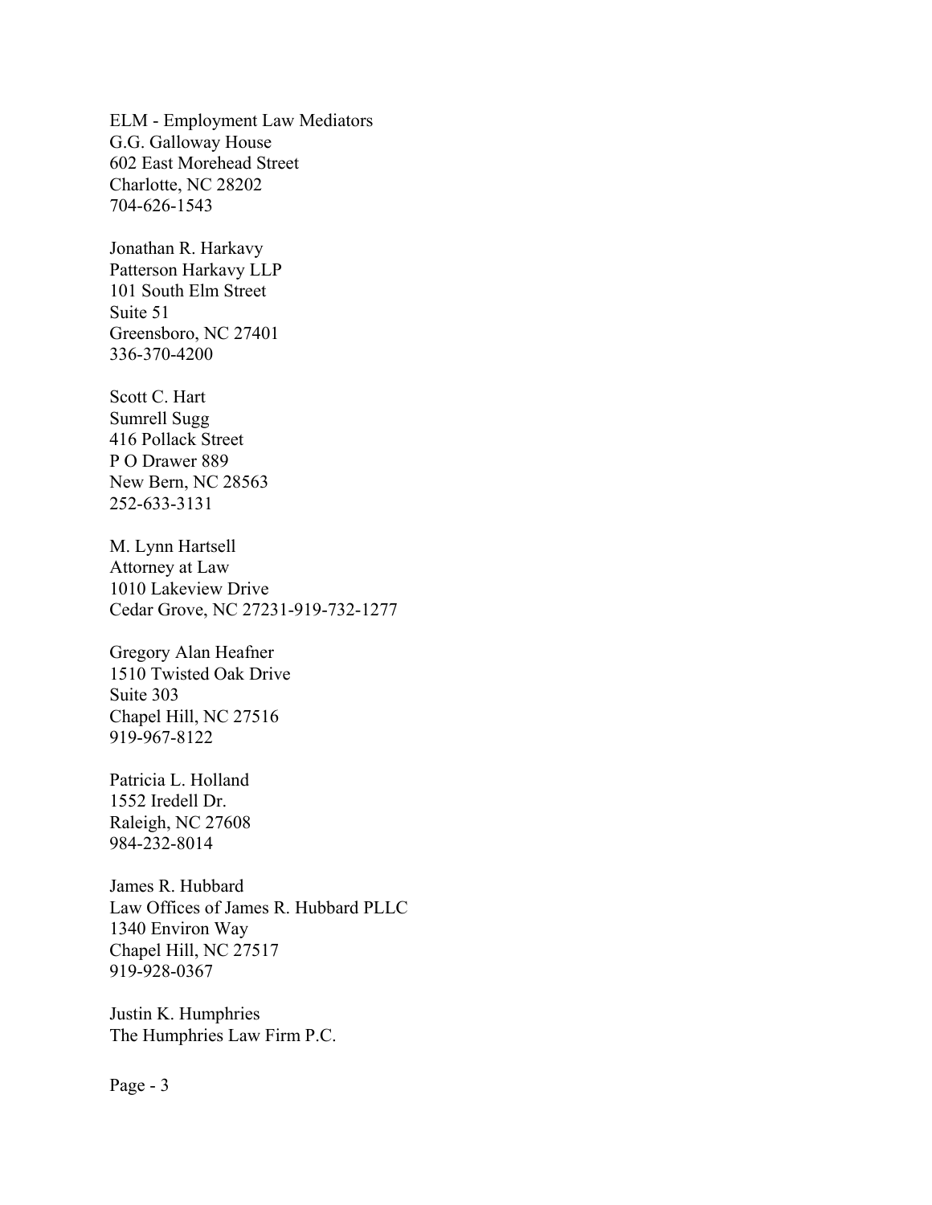ELM - Employment Law Mediators  
G.G. Galloway House  
602 East Morehead Street  
Charlotte, NC 28202  
704-626-1543

Jonathan R. Harkavy  
Patterson Harkavy LLP  
101 South Elm Street  
Suite 51  
Greensboro, NC 27401  
336-370-4200

Scott C. Hart  
Sumrell Sugg  
416 Pollack Street  
P O Drawer 889  
New Bern, NC 28563  
252-633-3131

M. Lynn Hartsell  
Attorney at Law  
1010 Lakeview Drive  
Cedar Grove, NC 27231-919-732-1277

Gregory Alan Heafner  
1510 Twisted Oak Drive  
Suite 303  
Chapel Hill, NC 27516  
919-967-8122

Patricia L. Holland  
1552 Iredell Dr.  
Raleigh, NC 27608  
984-232-8014

James R. Hubbard  
Law Offices of James R. Hubbard PLLC  
1340 Environ Way  
Chapel Hill, NC 27517  
919-928-0367

Justin K. Humphries  
The Humphries Law Firm P.C.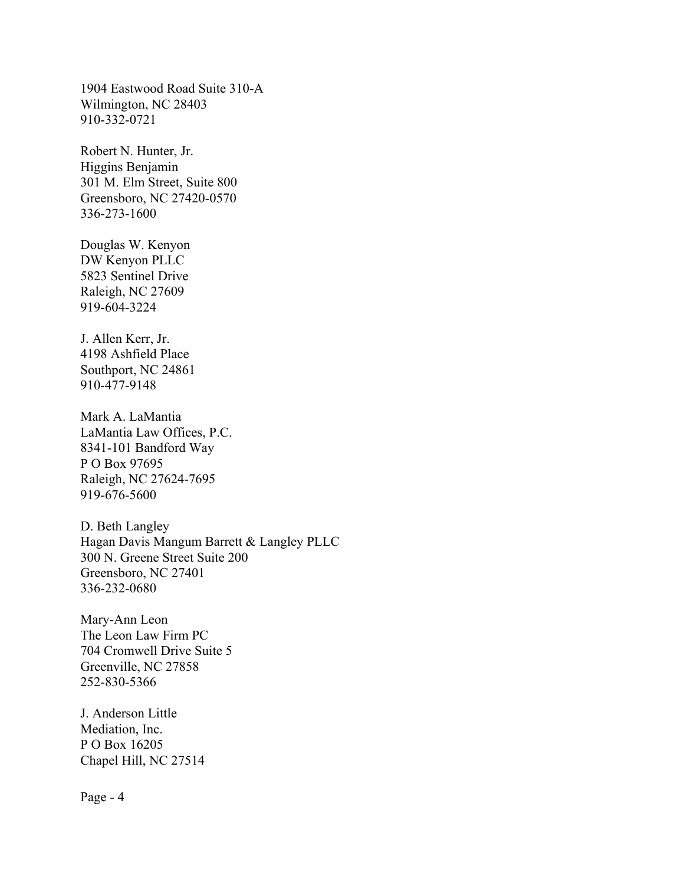1904 Eastwood Road Suite 310-A
Wilmington, NC 28403
910-332-0721

Robert N. Hunter, Jr.
Higgins Benjamin
301 M. Elm Street, Suite 800
Greensboro, NC 27420-0570
336-273-1600

Douglas W. Kenyon
DW Kenyon PLLC
5823 Sentinel Drive
Raleigh, NC 27609
919-604-3224

J. Allen Kerr, Jr.
4198 Ashfield Place
Southport, NC 24861
910-477-9148

Mark A. LaMantia
LaMantia Law Offices, P.C.
8341-101 Bandford Way
P O Box 97695
Raleigh, NC 27624-7695
919-676-5600

D. Beth Langley
Hagan Davis Mangum Barrett & Langley PLLC
300 N. Greene Street Suite 200
Greensboro, NC 27401
336-232-0680

Mary-Ann Leon
The Leon Law Firm PC
704 Cromwell Drive Suite 5
Greenville, NC 27858
252-830-5366

J. Anderson Little
Mediation, Inc.
P O Box 16205
Chapel Hill, NC 27514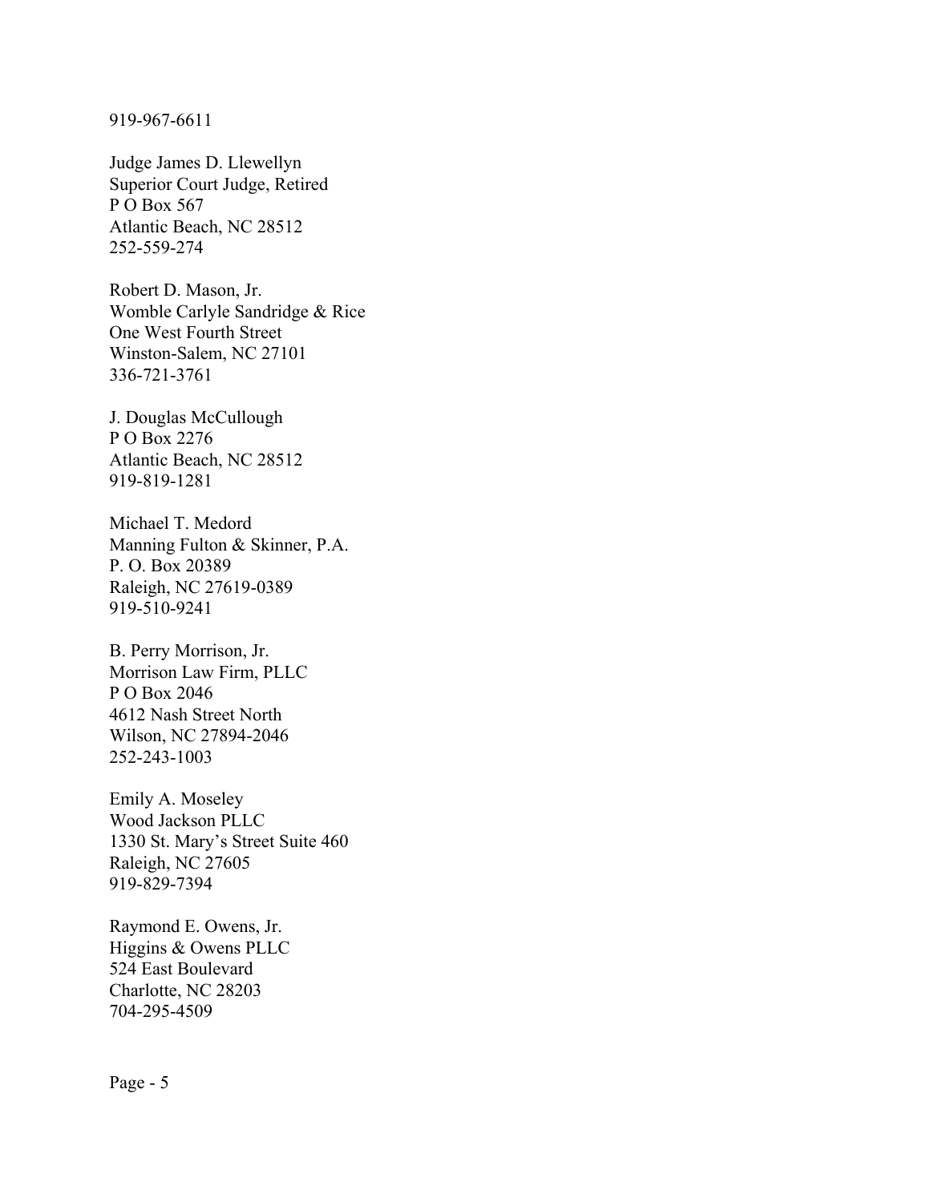919-967-6611

Judge James D. Llewellyn
Superior Court Judge, Retired
P O Box 567
Atlantic Beach, NC 28512
252-559-274

Robert D. Mason, Jr.
Womble Carlyle Sandridge & Rice
One West Fourth Street
Winston-Salem, NC 27101
336-721-3761

J. Douglas McCullough
P O Box 2276
Atlantic Beach, NC 28512
919-819-1281

Michael T. Medord
Manning Fulton & Skinner, P.A.
P. O. Box 20389
Raleigh, NC 27619-0389
919-510-9241

B. Perry Morrison, Jr.
Morrison Law Firm, PLLC
P O Box 2046
4612 Nash Street North
Wilson, NC 27894-2046
252-243-1003

Emily A. Moseley
Wood Jackson PLLC
1330 St. Mary's Street Suite 460
Raleigh, NC 27605
919-829-7394

Raymond E. Owens, Jr.
Higgins & Owens PLLC
524 East Boulevard
Charlotte, NC 28203
704-295-4509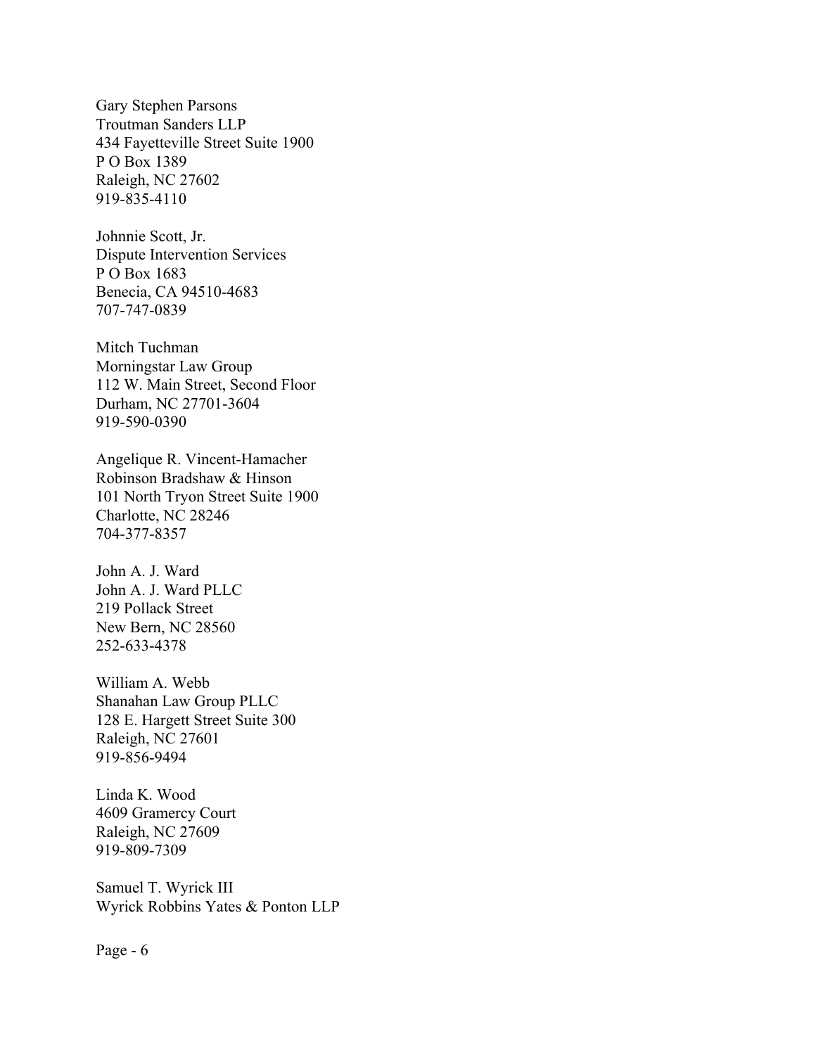Gary Stephen Parsons
Troutman Sanders LLP
434 Fayetteville Street Suite 1900
P O Box 1389
Raleigh, NC 27602
919-835-4110

Johnnie Scott, Jr.
Dispute Intervention Services
P O Box 1683
Benecia, CA 94510-4683
707-747-0839

Mitch Tuchman
Morningstar Law Group
112 W. Main Street, Second Floor
Durham, NC 27701-3604
919-590-0390

Angelique R. Vincent-Hamacher
Robinson Bradshaw & Hinson
101 North Tryon Street Suite 1900
Charlotte, NC 28246
704-377-8357

John A. J. Ward
John A. J. Ward PLLC
219 Pollack Street
New Bern, NC 28560
252-633-4378

William A. Webb
Shanahan Law Group PLLC
128 E. Hargett Street Suite 300
Raleigh, NC 27601
919-856-9494

Linda K. Wood
4609 Gramercy Court
Raleigh, NC 27609
919-809-7309

Samuel T. Wyrick III
Wyrick Robbins Yates & Ponton LLP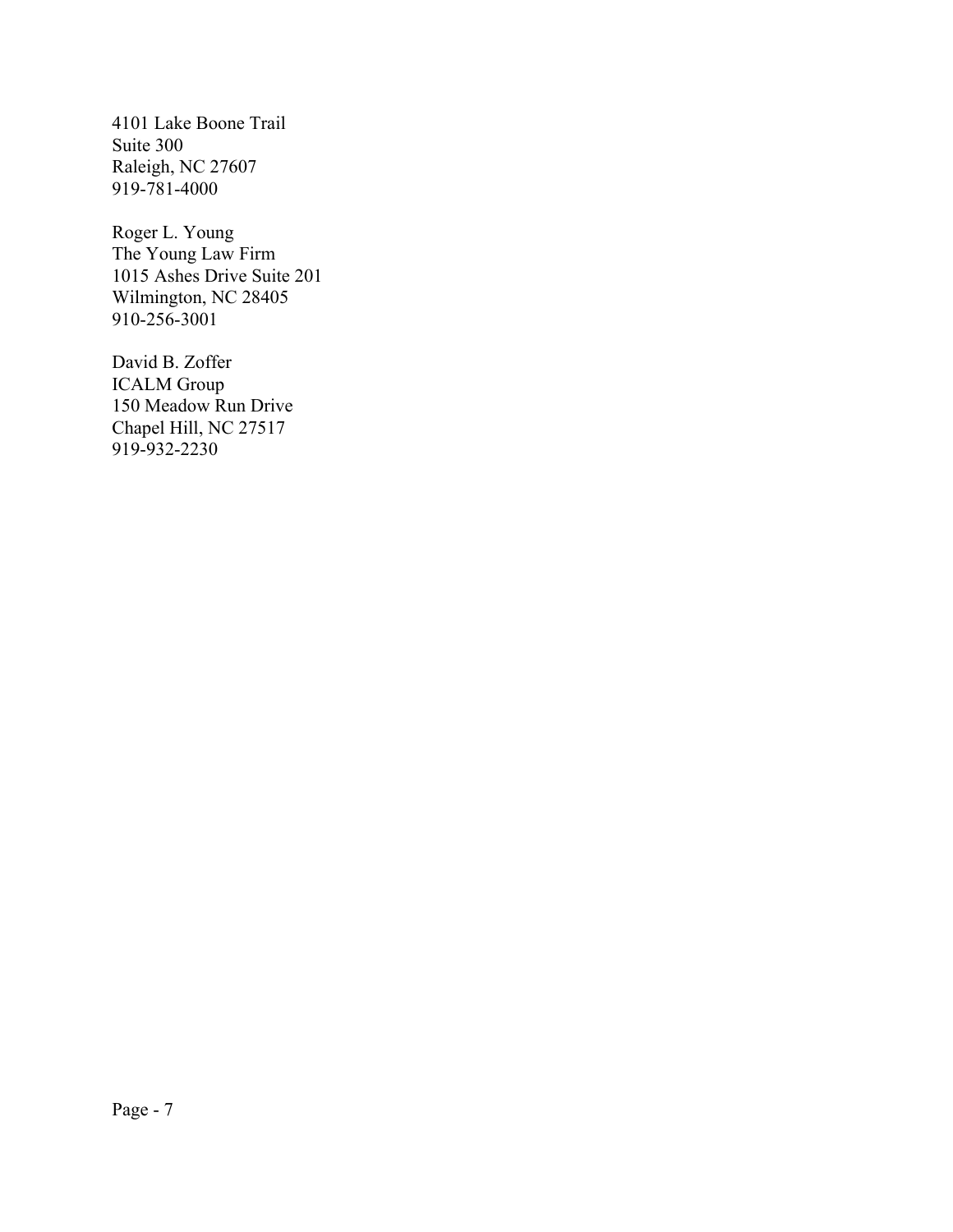4101 Lake Boone Trail
Suite 300
Raleigh, NC 27607
919-781-4000

Roger L. Young
The Young Law Firm
1015 Ashes Drive Suite 201
Wilmington, NC 28405
910-256-3001

David B. Zoffer
ICALM Group
150 Meadow Run Drive
Chapel Hill, NC 27517
919-932-2230